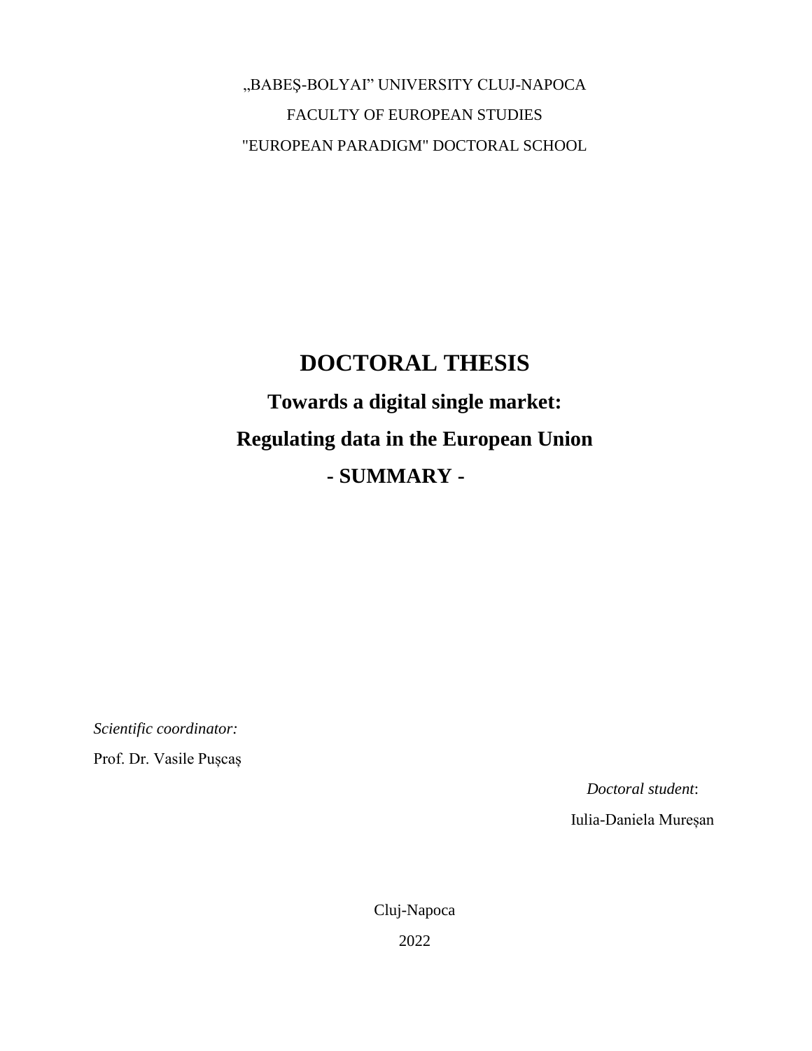„BABEŞ-BOLYAI” UNIVERSITY CLUJ-NAPOCA

FACULTY OF EUROPEAN STUDIES

"EUROPEAN PARADIGM" DOCTORAL SCHOOL

# DOCTORAL THESIS

## Towards a digital single market:

## Regulating data in the European Union

## - SUMMARY -

*Scientific coordinator:*

Prof. Dr. Vasile Pușcaș

*Doctoral student*:

Iulia-Daniela Mureșan

Cluj-Napoca

2022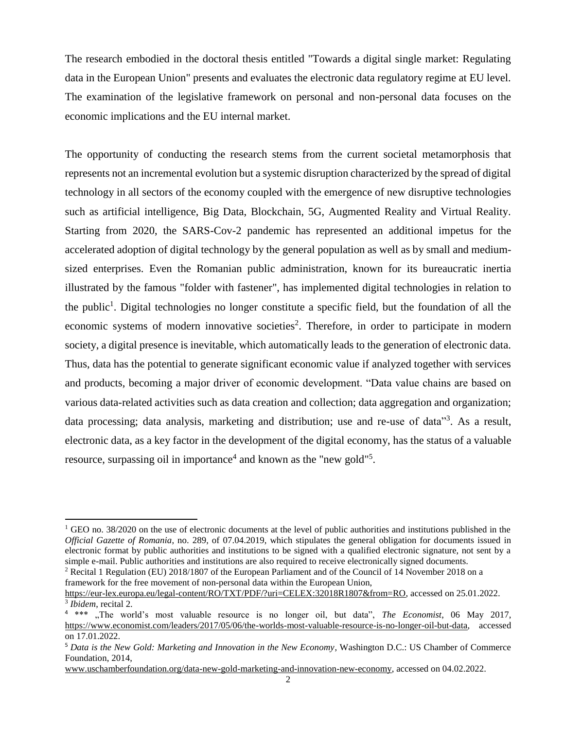The research embodied in the doctoral thesis entitled "Towards a digital single market: Regulating data in the European Union" presents and evaluates the electronic data regulatory regime at EU level. The examination of the legislative framework on personal and non-personal data focuses on the economic implications and the EU internal market.

The opportunity of conducting the research stems from the current societal metamorphosis that represents not an incremental evolution but a systemic disruption characterized by the spread of digital technology in all sectors of the economy coupled with the emergence of new disruptive technologies such as artificial intelligence, Big Data, Blockchain, 5G, Augmented Reality and Virtual Reality. Starting from 2020, the SARS-Cov-2 pandemic has represented an additional impetus for the accelerated adoption of digital technology by the general population as well as by small and medium-sized enterprises. Even the Romanian public administration, known for its bureaucratic inertia illustrated by the famous "folder with fastener", has implemented digital technologies in relation to the public[1]. Digital technologies no longer constitute a specific field, but the foundation of all the economic systems of modern innovative societies[2]. Therefore, in order to participate in modern society, a digital presence is inevitable, which automatically leads to the generation of electronic data. Thus, data has the potential to generate significant economic value if analyzed together with services and products, becoming a major driver of economic development. "Data value chains are based on various data-related activities such as data creation and collection; data aggregation and organization; data processing; data analysis, marketing and distribution; use and re-use of data"[3]. As a result, electronic data, as a key factor in the development of the digital economy, has the status of a valuable resource, surpassing oil in importance[4] and known as the "new gold"[5].

---

[1] GEO no. 38/2020 on the use of electronic documents at the level of public authorities and institutions published in the *Official Gazette of Romania*, no. 289, of 07.04.2019, which stipulates the general obligation for documents issued in electronic format by public authorities and institutions to be signed with a qualified electronic signature, not sent by a simple e-mail. Public authorities and institutions are also required to receive electronically signed documents.

[2] Recital 1 Regulation (EU) 2018/1807 of the European Parliament and of the Council of 14 November 2018 on a framework for the free movement of non-personal data within the European Union, https://eur-lex.europa.eu/legal-content/RO/TXT/PDF/?uri=CELEX:32018R1807&from=RO, accessed on 25.01.2022.

[3] *Ibidem*, recital 2.

[4] *** „The world's most valuable resource is no longer oil, but data", *The Economist*, 06 May 2017, https://www.economist.com/leaders/2017/05/06/the-worlds-most-valuable-resource-is-no-longer-oil-but-data, accessed on 17.01.2022.

[5] *Data is the New Gold: Marketing and Innovation in the New Economy*, Washington D.C.: US Chamber of Commerce Foundation, 2014, www.uschamberfoundation.org/data-new-gold-marketing-and-innovation-new-economy, accessed on 04.02.2022.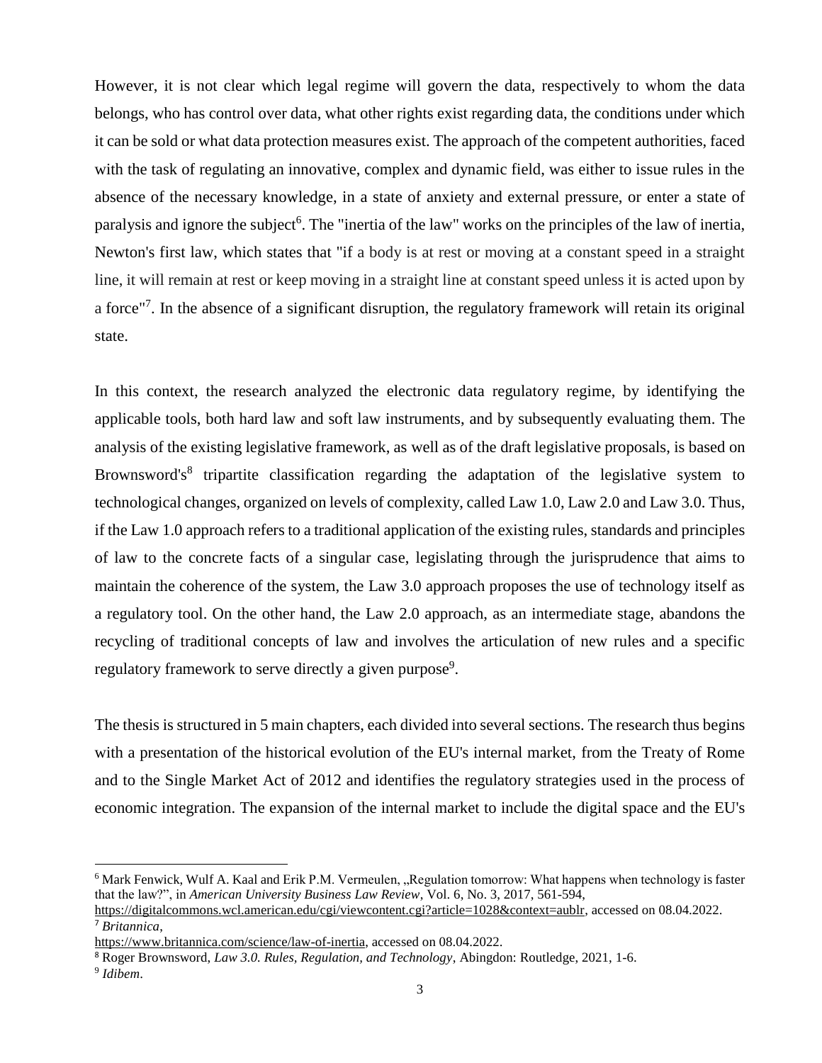However, it is not clear which legal regime will govern the data, respectively to whom the data belongs, who has control over data, what other rights exist regarding data, the conditions under which it can be sold or what data protection measures exist. The approach of the competent authorities, faced with the task of regulating an innovative, complex and dynamic field, was either to issue rules in the absence of the necessary knowledge, in a state of anxiety and external pressure, or enter a state of paralysis and ignore the subject[6]. The "inertia of the law" works on the principles of the law of inertia, Newton's first law, which states that "if a body is at rest or moving at a constant speed in a straight line, it will remain at rest or keep moving in a straight line at constant speed unless it is acted upon by a force"[7]. In the absence of a significant disruption, the regulatory framework will retain its original state.

In this context, the research analyzed the electronic data regulatory regime, by identifying the applicable tools, both hard law and soft law instruments, and by subsequently evaluating them. The analysis of the existing legislative framework, as well as of the draft legislative proposals, is based on Brownsword's[8] tripartite classification regarding the adaptation of the legislative system to technological changes, organized on levels of complexity, called Law 1.0, Law 2.0 and Law 3.0. Thus, if the Law 1.0 approach refers to a traditional application of the existing rules, standards and principles of law to the concrete facts of a singular case, legislating through the jurisprudence that aims to maintain the coherence of the system, the Law 3.0 approach proposes the use of technology itself as a regulatory tool. On the other hand, the Law 2.0 approach, as an intermediate stage, abandons the recycling of traditional concepts of law and involves the articulation of new rules and a specific regulatory framework to serve directly a given purpose[9].

The thesis is structured in 5 main chapters, each divided into several sections. The research thus begins with a presentation of the historical evolution of the EU's internal market, from the Treaty of Rome and to the Single Market Act of 2012 and identifies the regulatory strategies used in the process of economic integration. The expansion of the internal market to include the digital space and the EU's

---

[6] Mark Fenwick, Wulf A. Kaal and Erik P.M. Vermeulen, „Regulation tomorrow: What happens when technology is faster that the law?", in *American University Business Law Review*, Vol. 6, No. 3, 2017, 561-594, https://digitalcommons.wcl.american.edu/cgi/viewcontent.cgi?article=1028&context=aublr, accessed on 08.04.2022.

[7] *Britannica*, https://www.britannica.com/science/law-of-inertia, accessed on 08.04.2022.

[8] Roger Brownsword, *Law 3.0. Rules, Regulation, and Technology*, Abingdon: Routledge, 2021, 1-6.

[9] *Idibem*.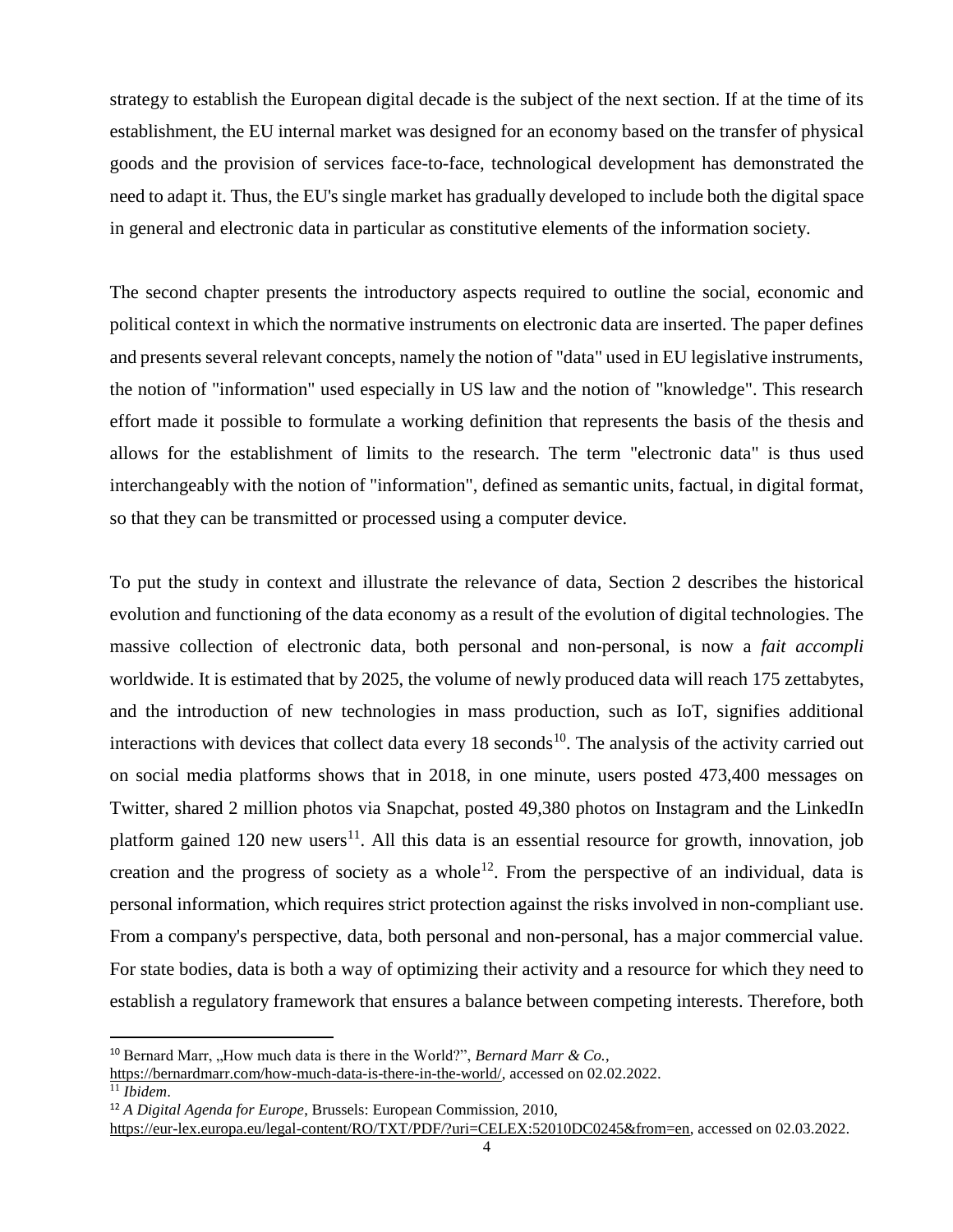strategy to establish the European digital decade is the subject of the next section. If at the time of its establishment, the EU internal market was designed for an economy based on the transfer of physical goods and the provision of services face-to-face, technological development has demonstrated the need to adapt it. Thus, the EU's single market has gradually developed to include both the digital space in general and electronic data in particular as constitutive elements of the information society.

The second chapter presents the introductory aspects required to outline the social, economic and political context in which the normative instruments on electronic data are inserted. The paper defines and presents several relevant concepts, namely the notion of "data" used in EU legislative instruments, the notion of "information" used especially in US law and the notion of "knowledge". This research effort made it possible to formulate a working definition that represents the basis of the thesis and allows for the establishment of limits to the research. The term "electronic data" is thus used interchangeably with the notion of "information", defined as semantic units, factual, in digital format, so that they can be transmitted or processed using a computer device.

To put the study in context and illustrate the relevance of data, Section 2 describes the historical evolution and functioning of the data economy as a result of the evolution of digital technologies. The massive collection of electronic data, both personal and non-personal, is now a *fait accompli* worldwide. It is estimated that by 2025, the volume of newly produced data will reach 175 zettabytes, and the introduction of new technologies in mass production, such as IoT, signifies additional interactions with devices that collect data every 18 seconds[10]. The analysis of the activity carried out on social media platforms shows that in 2018, in one minute, users posted 473,400 messages on Twitter, shared 2 million photos via Snapchat, posted 49,380 photos on Instagram and the LinkedIn platform gained 120 new users[11]. All this data is an essential resource for growth, innovation, job creation and the progress of society as a whole[12]. From the perspective of an individual, data is personal information, which requires strict protection against the risks involved in non-compliant use. From a company's perspective, data, both personal and non-personal, has a major commercial value. For state bodies, data is both a way of optimizing their activity and a resource for which they need to establish a regulatory framework that ensures a balance between competing interests. Therefore, both

---

[10] Bernard Marr, „How much data is there in the World?", *Bernard Marr & Co.*, https://bernardmarr.com/how-much-data-is-there-in-the-world/, accessed on 02.02.2022.

[11] *Ibidem*.

[12] *A Digital Agenda for Europe*, Brussels: European Commission, 2010, https://eur-lex.europa.eu/legal-content/RO/TXT/PDF/?uri=CELEX:52010DC0245&from=en, accessed on 02.03.2022.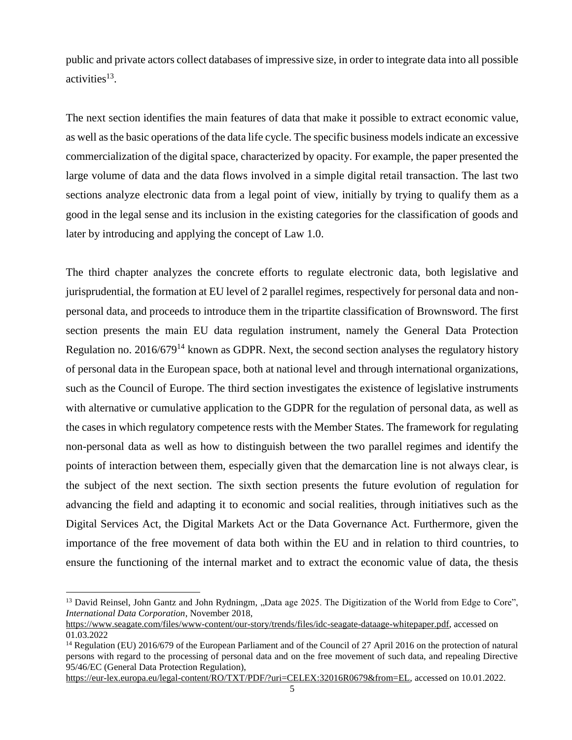public and private actors collect databases of impressive size, in order to integrate data into all possible activities[13].

The next section identifies the main features of data that make it possible to extract economic value, as well as the basic operations of the data life cycle. The specific business models indicate an excessive commercialization of the digital space, characterized by opacity. For example, the paper presented the large volume of data and the data flows involved in a simple digital retail transaction. The last two sections analyze electronic data from a legal point of view, initially by trying to qualify them as a good in the legal sense and its inclusion in the existing categories for the classification of goods and later by introducing and applying the concept of Law 1.0.

The third chapter analyzes the concrete efforts to regulate electronic data, both legislative and jurisprudential, the formation at EU level of 2 parallel regimes, respectively for personal data and non-personal data, and proceeds to introduce them in the tripartite classification of Brownsword. The first section presents the main EU data regulation instrument, namely the General Data Protection Regulation no. 2016/679[14] known as GDPR. Next, the second section analyses the regulatory history of personal data in the European space, both at national level and through international organizations, such as the Council of Europe. The third section investigates the existence of legislative instruments with alternative or cumulative application to the GDPR for the regulation of personal data, as well as the cases in which regulatory competence rests with the Member States. The framework for regulating non-personal data as well as how to distinguish between the two parallel regimes and identify the points of interaction between them, especially given that the demarcation line is not always clear, is the subject of the next section. The sixth section presents the future evolution of regulation for advancing the field and adapting it to economic and social realities, through initiatives such as the Digital Services Act, the Digital Markets Act or the Data Governance Act. Furthermore, given the importance of the free movement of data both within the EU and in relation to third countries, to ensure the functioning of the internal market and to extract the economic value of data, the thesis

---

[13] David Reinsel, John Gantz and John Rydningm, „Data age 2025. The Digitization of the World from Edge to Core", *International Data Corporation*, November 2018, https://www.seagate.com/files/www-content/our-story/trends/files/idc-seagate-dataage-whitepaper.pdf, accessed on 01.03.2022

[14] Regulation (EU) 2016/679 of the European Parliament and of the Council of 27 April 2016 on the protection of natural persons with regard to the processing of personal data and on the free movement of such data, and repealing Directive 95/46/EC (General Data Protection Regulation), https://eur-lex.europa.eu/legal-content/RO/TXT/PDF/?uri=CELEX:32016R0679&from=EL, accessed on 10.01.2022.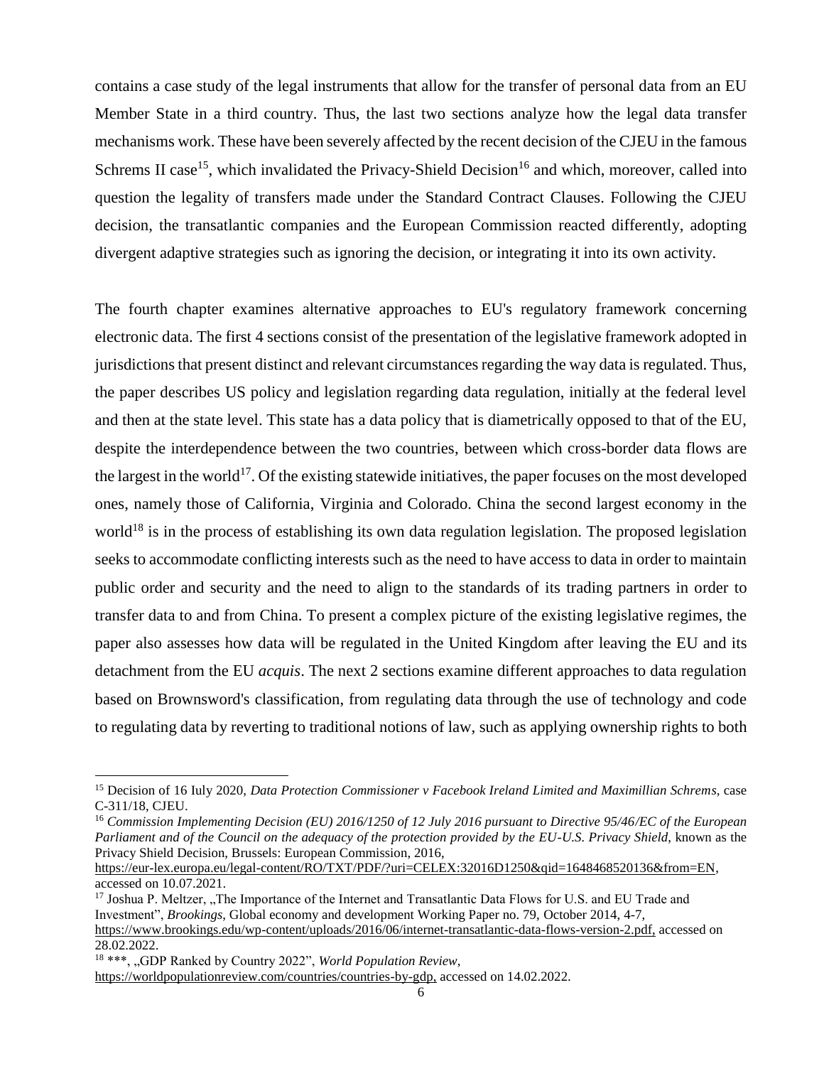contains a case study of the legal instruments that allow for the transfer of personal data from an EU Member State in a third country. Thus, the last two sections analyze how the legal data transfer mechanisms work. These have been severely affected by the recent decision of the CJEU in the famous Schrems II case[15], which invalidated the Privacy-Shield Decision[16] and which, moreover, called into question the legality of transfers made under the Standard Contract Clauses. Following the CJEU decision, the transatlantic companies and the European Commission reacted differently, adopting divergent adaptive strategies such as ignoring the decision, or integrating it into its own activity.

The fourth chapter examines alternative approaches to EU's regulatory framework concerning electronic data. The first 4 sections consist of the presentation of the legislative framework adopted in jurisdictions that present distinct and relevant circumstances regarding the way data is regulated. Thus, the paper describes US policy and legislation regarding data regulation, initially at the federal level and then at the state level. This state has a data policy that is diametrically opposed to that of the EU, despite the interdependence between the two countries, between which cross-border data flows are the largest in the world[17]. Of the existing statewide initiatives, the paper focuses on the most developed ones, namely those of California, Virginia and Colorado. China the second largest economy in the world[18] is in the process of establishing its own data regulation legislation. The proposed legislation seeks to accommodate conflicting interests such as the need to have access to data in order to maintain public order and security and the need to align to the standards of its trading partners in order to transfer data to and from China. To present a complex picture of the existing legislative regimes, the paper also assesses how data will be regulated in the United Kingdom after leaving the EU and its detachment from the EU *acquis*. The next 2 sections examine different approaches to data regulation based on Brownsword's classification, from regulating data through the use of technology and code to regulating data by reverting to traditional notions of law, such as applying ownership rights to both

---

[15] Decision of 16 Iuly 2020, *Data Protection Commissioner v Facebook Ireland Limited and Maximillian Schrems*, case C-311/18, CJEU.

[16] *Commission Implementing Decision (EU) 2016/1250 of 12 July 2016 pursuant to Directive 95/46/EC of the European Parliament and of the Council on the adequacy of the protection provided by the EU-U.S. Privacy Shield*, known as the Privacy Shield Decision, Brussels: European Commission, 2016, https://eur-lex.europa.eu/legal-content/RO/TXT/PDF/?uri=CELEX:32016D1250&qid=1648468520136&from=EN, accessed on 10.07.2021.

[17] Joshua P. Meltzer, „The Importance of the Internet and Transatlantic Data Flows for U.S. and EU Trade and Investment", *Brookings*, Global economy and development Working Paper no. 79, October 2014, 4-7, https://www.brookings.edu/wp-content/uploads/2016/06/internet-transatlantic-data-flows-version-2.pdf, accessed on 28.02.2022.

[18] ***, „GDP Ranked by Country 2022", *World Population Review*, https://worldpopulationreview.com/countries/countries-by-gdp, accessed on 14.02.2022.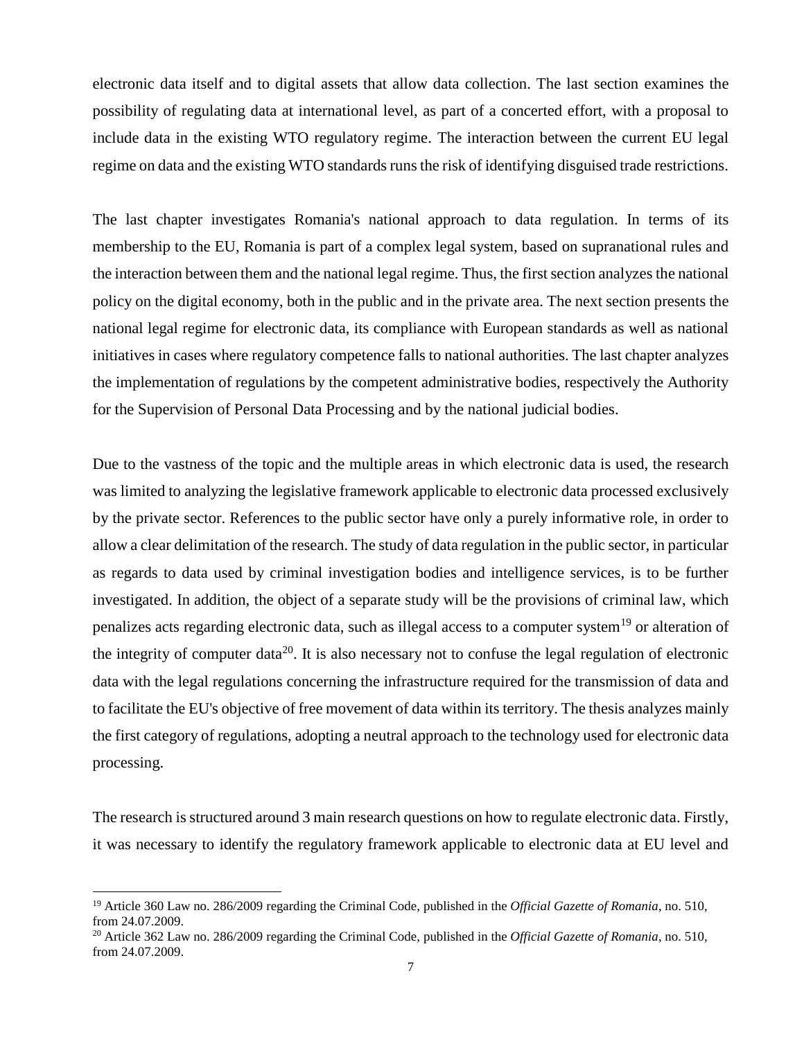electronic data itself and to digital assets that allow data collection. The last section examines the possibility of regulating data at international level, as part of a concerted effort, with a proposal to include data in the existing WTO regulatory regime. The interaction between the current EU legal regime on data and the existing WTO standards runs the risk of identifying disguised trade restrictions.

The last chapter investigates Romania's national approach to data regulation. In terms of its membership to the EU, Romania is part of a complex legal system, based on supranational rules and the interaction between them and the national legal regime. Thus, the first section analyzes the national policy on the digital economy, both in the public and in the private area. The next section presents the national legal regime for electronic data, its compliance with European standards as well as national initiatives in cases where regulatory competence falls to national authorities. The last chapter analyzes the implementation of regulations by the competent administrative bodies, respectively the Authority for the Supervision of Personal Data Processing and by the national judicial bodies.

Due to the vastness of the topic and the multiple areas in which electronic data is used, the research was limited to analyzing the legislative framework applicable to electronic data processed exclusively by the private sector. References to the public sector have only a purely informative role, in order to allow a clear delimitation of the research. The study of data regulation in the public sector, in particular as regards to data used by criminal investigation bodies and intelligence services, is to be further investigated. In addition, the object of a separate study will be the provisions of criminal law, which penalizes acts regarding electronic data, such as illegal access to a computer system[19] or alteration of the integrity of computer data[20]. It is also necessary not to confuse the legal regulation of electronic data with the legal regulations concerning the infrastructure required for the transmission of data and to facilitate the EU's objective of free movement of data within its territory. The thesis analyzes mainly the first category of regulations, adopting a neutral approach to the technology used for electronic data processing.

The research is structured around 3 main research questions on how to regulate electronic data. Firstly, it was necessary to identify the regulatory framework applicable to electronic data at EU level and

---

[19] Article 360 Law no. 286/2009 regarding the Criminal Code, published in the *Official Gazette of Romania*, no. 510, from 24.07.2009.

[20] Article 362 Law no. 286/2009 regarding the Criminal Code, published in the *Official Gazette of Romania*, no. 510, from 24.07.2009.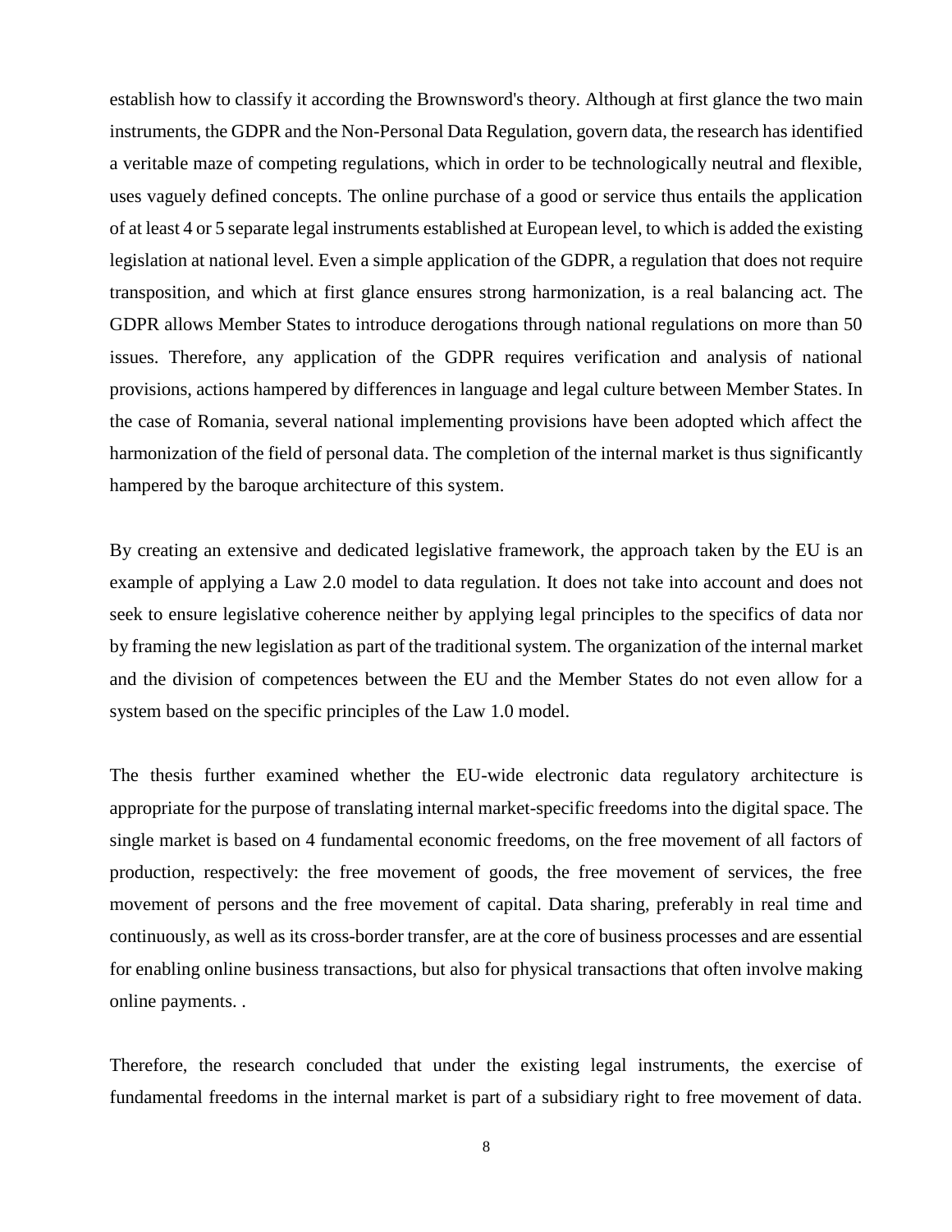establish how to classify it according the Brownsword's theory. Although at first glance the two main instruments, the GDPR and the Non-Personal Data Regulation, govern data, the research has identified a veritable maze of competing regulations, which in order to be technologically neutral and flexible, uses vaguely defined concepts. The online purchase of a good or service thus entails the application of at least 4 or 5 separate legal instruments established at European level, to which is added the existing legislation at national level. Even a simple application of the GDPR, a regulation that does not require transposition, and which at first glance ensures strong harmonization, is a real balancing act. The GDPR allows Member States to introduce derogations through national regulations on more than 50 issues. Therefore, any application of the GDPR requires verification and analysis of national provisions, actions hampered by differences in language and legal culture between Member States. In the case of Romania, several national implementing provisions have been adopted which affect the harmonization of the field of personal data. The completion of the internal market is thus significantly hampered by the baroque architecture of this system.

By creating an extensive and dedicated legislative framework, the approach taken by the EU is an example of applying a Law 2.0 model to data regulation. It does not take into account and does not seek to ensure legislative coherence neither by applying legal principles to the specifics of data nor by framing the new legislation as part of the traditional system. The organization of the internal market and the division of competences between the EU and the Member States do not even allow for a system based on the specific principles of the Law 1.0 model.

The thesis further examined whether the EU-wide electronic data regulatory architecture is appropriate for the purpose of translating internal market-specific freedoms into the digital space. The single market is based on 4 fundamental economic freedoms, on the free movement of all factors of production, respectively: the free movement of goods, the free movement of services, the free movement of persons and the free movement of capital. Data sharing, preferably in real time and continuously, as well as its cross-border transfer, are at the core of business processes and are essential for enabling online business transactions, but also for physical transactions that often involve making online payments. .

Therefore, the research concluded that under the existing legal instruments, the exercise of fundamental freedoms in the internal market is part of a subsidiary right to free movement of data.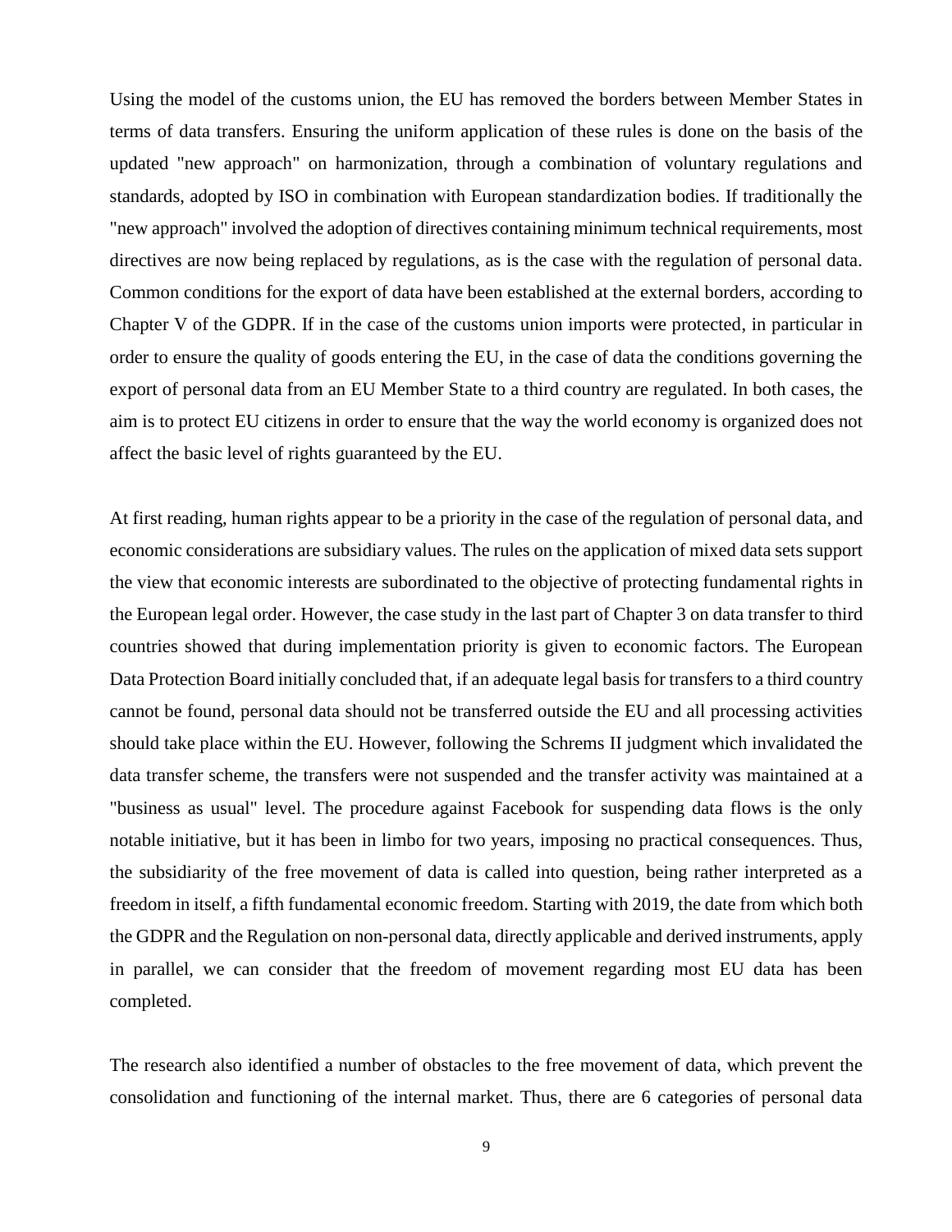Using the model of the customs union, the EU has removed the borders between Member States in terms of data transfers. Ensuring the uniform application of these rules is done on the basis of the updated "new approach" on harmonization, through a combination of voluntary regulations and standards, adopted by ISO in combination with European standardization bodies. If traditionally the "new approach" involved the adoption of directives containing minimum technical requirements, most directives are now being replaced by regulations, as is the case with the regulation of personal data. Common conditions for the export of data have been established at the external borders, according to Chapter V of the GDPR. If in the case of the customs union imports were protected, in particular in order to ensure the quality of goods entering the EU, in the case of data the conditions governing the export of personal data from an EU Member State to a third country are regulated. In both cases, the aim is to protect EU citizens in order to ensure that the way the world economy is organized does not affect the basic level of rights guaranteed by the EU.

At first reading, human rights appear to be a priority in the case of the regulation of personal data, and economic considerations are subsidiary values. The rules on the application of mixed data sets support the view that economic interests are subordinated to the objective of protecting fundamental rights in the European legal order. However, the case study in the last part of Chapter 3 on data transfer to third countries showed that during implementation priority is given to economic factors. The European Data Protection Board initially concluded that, if an adequate legal basis for transfers to a third country cannot be found, personal data should not be transferred outside the EU and all processing activities should take place within the EU. However, following the Schrems II judgment which invalidated the data transfer scheme, the transfers were not suspended and the transfer activity was maintained at a "business as usual" level. The procedure against Facebook for suspending data flows is the only notable initiative, but it has been in limbo for two years, imposing no practical consequences. Thus, the subsidiarity of the free movement of data is called into question, being rather interpreted as a freedom in itself, a fifth fundamental economic freedom. Starting with 2019, the date from which both the GDPR and the Regulation on non-personal data, directly applicable and derived instruments, apply in parallel, we can consider that the freedom of movement regarding most EU data has been completed.

The research also identified a number of obstacles to the free movement of data, which prevent the consolidation and functioning of the internal market. Thus, there are 6 categories of personal data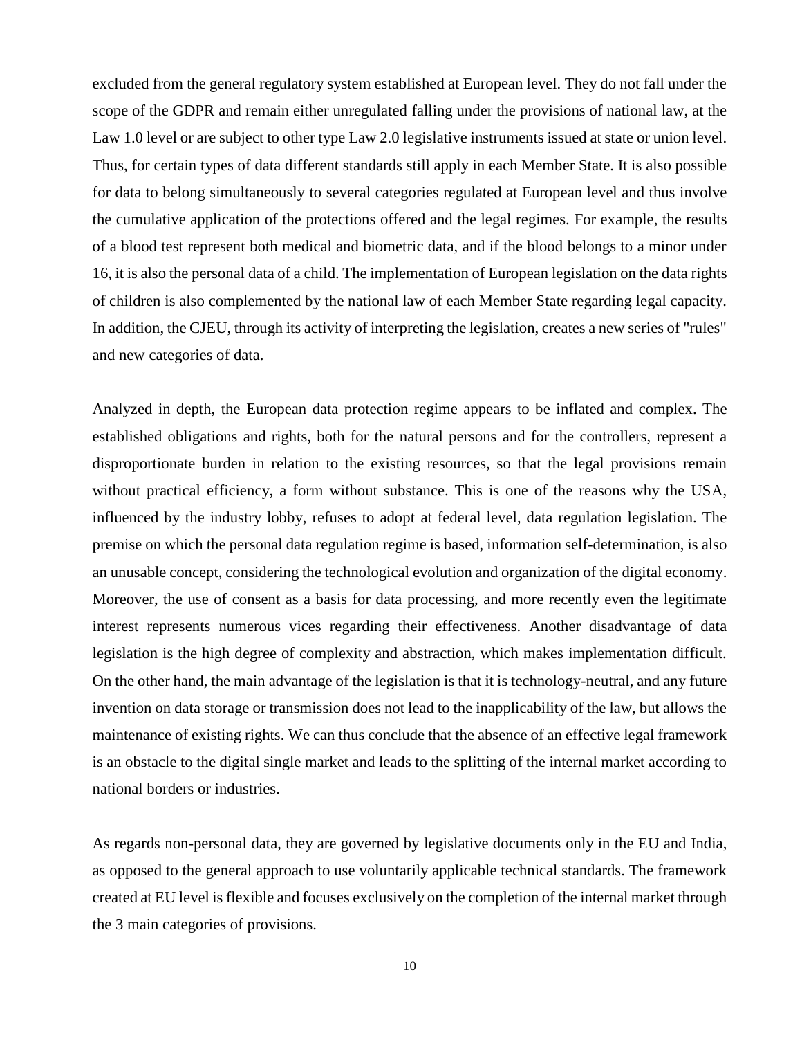excluded from the general regulatory system established at European level. They do not fall under the scope of the GDPR and remain either unregulated falling under the provisions of national law, at the Law 1.0 level or are subject to other type Law 2.0 legislative instruments issued at state or union level. Thus, for certain types of data different standards still apply in each Member State. It is also possible for data to belong simultaneously to several categories regulated at European level and thus involve the cumulative application of the protections offered and the legal regimes. For example, the results of a blood test represent both medical and biometric data, and if the blood belongs to a minor under 16, it is also the personal data of a child. The implementation of European legislation on the data rights of children is also complemented by the national law of each Member State regarding legal capacity. In addition, the CJEU, through its activity of interpreting the legislation, creates a new series of "rules" and new categories of data.

Analyzed in depth, the European data protection regime appears to be inflated and complex. The established obligations and rights, both for the natural persons and for the controllers, represent a disproportionate burden in relation to the existing resources, so that the legal provisions remain without practical efficiency, a form without substance. This is one of the reasons why the USA, influenced by the industry lobby, refuses to adopt at federal level, data regulation legislation. The premise on which the personal data regulation regime is based, information self-determination, is also an unusable concept, considering the technological evolution and organization of the digital economy. Moreover, the use of consent as a basis for data processing, and more recently even the legitimate interest represents numerous vices regarding their effectiveness. Another disadvantage of data legislation is the high degree of complexity and abstraction, which makes implementation difficult. On the other hand, the main advantage of the legislation is that it is technology-neutral, and any future invention on data storage or transmission does not lead to the inapplicability of the law, but allows the maintenance of existing rights. We can thus conclude that the absence of an effective legal framework is an obstacle to the digital single market and leads to the splitting of the internal market according to national borders or industries.

As regards non-personal data, they are governed by legislative documents only in the EU and India, as opposed to the general approach to use voluntarily applicable technical standards. The framework created at EU level is flexible and focuses exclusively on the completion of the internal market through the 3 main categories of provisions.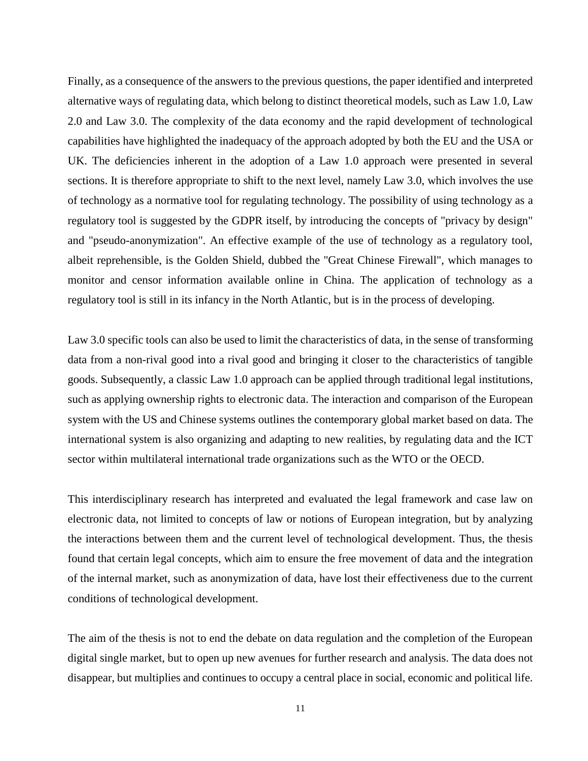Finally, as a consequence of the answers to the previous questions, the paper identified and interpreted alternative ways of regulating data, which belong to distinct theoretical models, such as Law 1.0, Law 2.0 and Law 3.0. The complexity of the data economy and the rapid development of technological capabilities have highlighted the inadequacy of the approach adopted by both the EU and the USA or UK. The deficiencies inherent in the adoption of a Law 1.0 approach were presented in several sections. It is therefore appropriate to shift to the next level, namely Law 3.0, which involves the use of technology as a normative tool for regulating technology. The possibility of using technology as a regulatory tool is suggested by the GDPR itself, by introducing the concepts of "privacy by design" and "pseudo-anonymization". An effective example of the use of technology as a regulatory tool, albeit reprehensible, is the Golden Shield, dubbed the "Great Chinese Firewall", which manages to monitor and censor information available online in China. The application of technology as a regulatory tool is still in its infancy in the North Atlantic, but is in the process of developing.

Law 3.0 specific tools can also be used to limit the characteristics of data, in the sense of transforming data from a non-rival good into a rival good and bringing it closer to the characteristics of tangible goods. Subsequently, a classic Law 1.0 approach can be applied through traditional legal institutions, such as applying ownership rights to electronic data. The interaction and comparison of the European system with the US and Chinese systems outlines the contemporary global market based on data. The international system is also organizing and adapting to new realities, by regulating data and the ICT sector within multilateral international trade organizations such as the WTO or the OECD.

This interdisciplinary research has interpreted and evaluated the legal framework and case law on electronic data, not limited to concepts of law or notions of European integration, but by analyzing the interactions between them and the current level of technological development. Thus, the thesis found that certain legal concepts, which aim to ensure the free movement of data and the integration of the internal market, such as anonymization of data, have lost their effectiveness due to the current conditions of technological development.

The aim of the thesis is not to end the debate on data regulation and the completion of the European digital single market, but to open up new avenues for further research and analysis. The data does not disappear, but multiplies and continues to occupy a central place in social, economic and political life.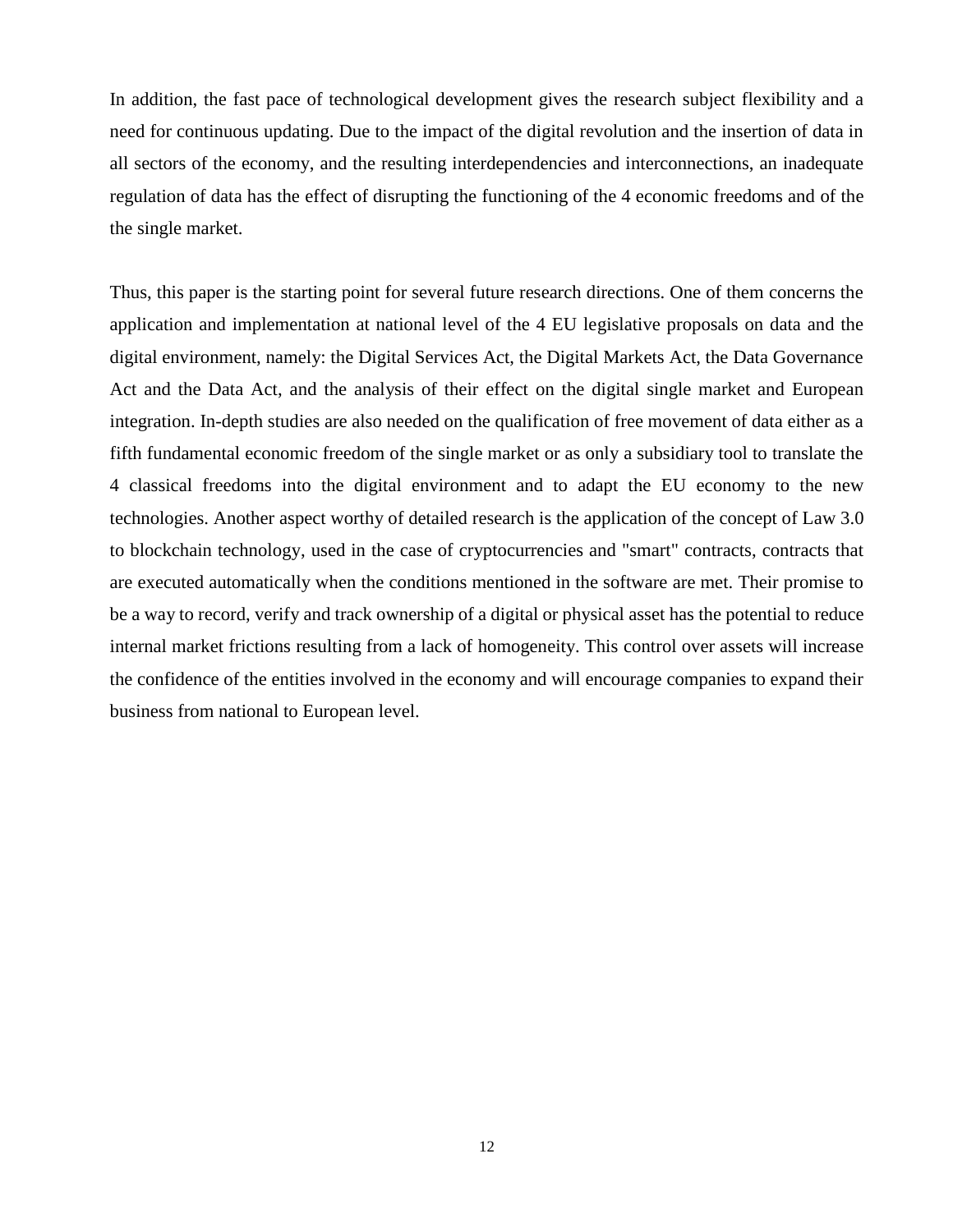In addition, the fast pace of technological development gives the research subject flexibility and a need for continuous updating. Due to the impact of the digital revolution and the insertion of data in all sectors of the economy, and the resulting interdependencies and interconnections, an inadequate regulation of data has the effect of disrupting the functioning of the 4 economic freedoms and of the the single market.

Thus, this paper is the starting point for several future research directions. One of them concerns the application and implementation at national level of the 4 EU legislative proposals on data and the digital environment, namely: the Digital Services Act, the Digital Markets Act, the Data Governance Act and the Data Act, and the analysis of their effect on the digital single market and European integration. In-depth studies are also needed on the qualification of free movement of data either as a fifth fundamental economic freedom of the single market or as only a subsidiary tool to translate the 4 classical freedoms into the digital environment and to adapt the EU economy to the new technologies. Another aspect worthy of detailed research is the application of the concept of Law 3.0 to blockchain technology, used in the case of cryptocurrencies and "smart" contracts, contracts that are executed automatically when the conditions mentioned in the software are met. Their promise to be a way to record, verify and track ownership of a digital or physical asset has the potential to reduce internal market frictions resulting from a lack of homogeneity. This control over assets will increase the confidence of the entities involved in the economy and will encourage companies to expand their business from national to European level.